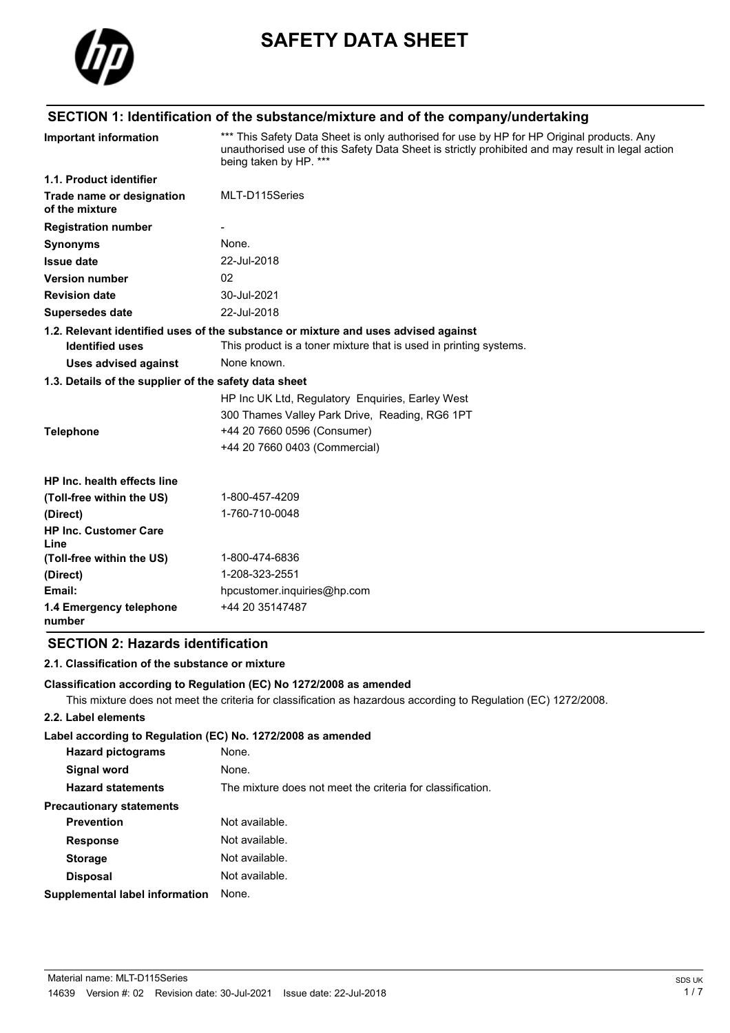# SAFETY DATA SHEET

## SECTION 1: Identification of the substance/mixture and of the company/undertaking

| | |
|---|---|
| **Important information** | *** This Safety Data Sheet is only authorised for use by HP for HP Original products. Any unauthorised use of this Safety Data Sheet is strictly prohibited and may result in legal action being taken by HP. *** |

**1.1. Product identifier**

| | |
|---|---|
| **Trade name or designation of the mixture** | MLT-D115Series |
| **Registration number** | - |
| **Synonyms** | None. |
| **Issue date** | 22-Jul-2018 |
| **Version number** | 02 |
| **Revision date** | 30-Jul-2021 |
| **Supersedes date** | 22-Jul-2018 |

**1.2. Relevant identified uses of the substance or mixture and uses advised against**

| | |
|---|---|
| **Identified uses** | This product is a toner mixture that is used in printing systems. |
| **Uses advised against** | None known. |

**1.3. Details of the supplier of the safety data sheet**

HP Inc UK Ltd, Regulatory Enquiries, Earley West
300 Thames Valley Park Drive, Reading, RG6 1PT

| | |
|---|---|
| **Telephone** | +44 20 7660 0596 (Consumer)<br>+44 20 7660 0403 (Commercial) |

| | |
|---|---|
| **HP Inc. health effects line** | |
| **(Toll-free within the US)** | 1-800-457-4209 |
| **(Direct)** | 1-760-710-0048 |
| **HP Inc. Customer Care Line** | |
| **(Toll-free within the US)** | 1-800-474-6836 |
| **(Direct)** | 1-208-323-2551 |
| **Email:** | hpcustomer.inquiries@hp.com |
| **1.4 Emergency telephone number** | +44 20 35147487 |

## SECTION 2: Hazards identification

**2.1. Classification of the substance or mixture**

**Classification according to Regulation (EC) No 1272/2008 as amended**

This mixture does not meet the criteria for classification as hazardous according to Regulation (EC) 1272/2008.

**2.2. Label elements**

**Label according to Regulation (EC) No. 1272/2008 as amended**

| | |
|---|---|
| **Hazard pictograms** | None. |
| **Signal word** | None. |
| **Hazard statements** | The mixture does not meet the criteria for classification. |
| **Precautionary statements** | |
| **Prevention** | Not available. |
| **Response** | Not available. |
| **Storage** | Not available. |
| **Disposal** | Not available. |
| **Supplemental label information** | None. |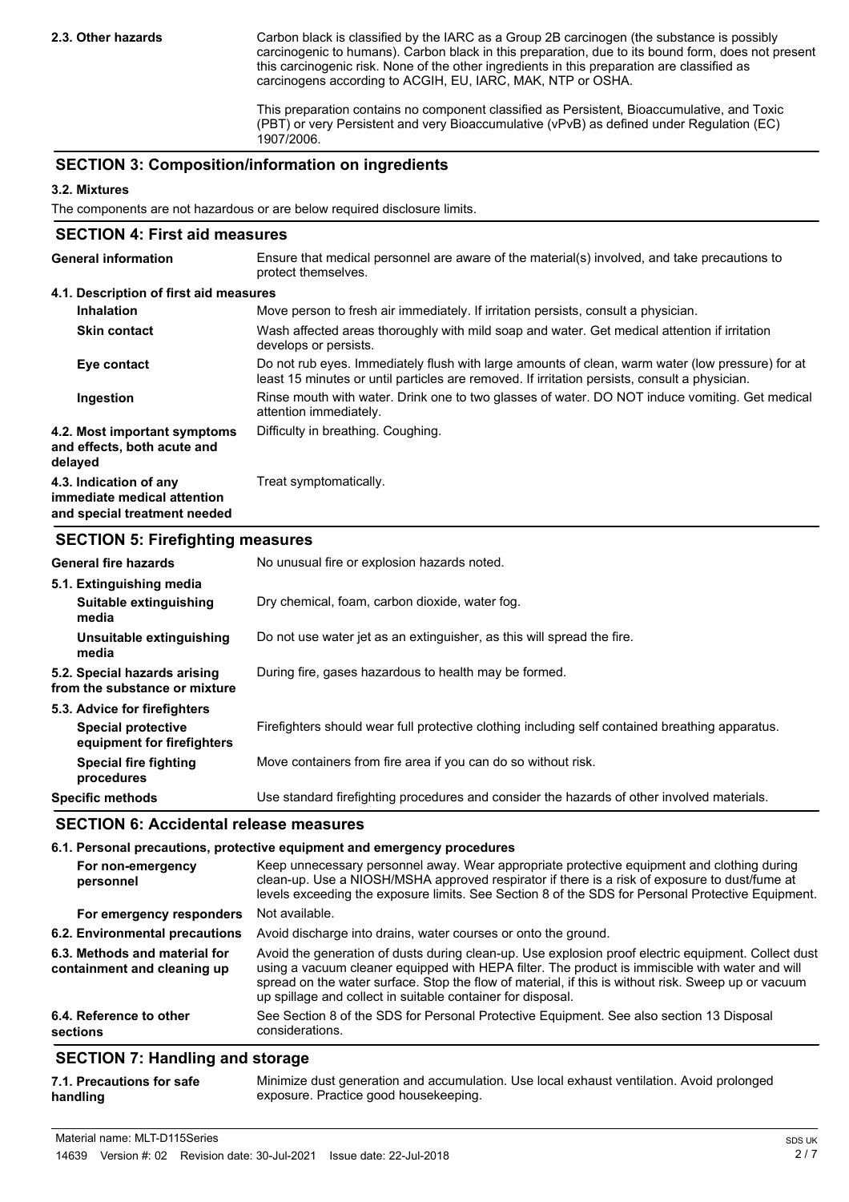**2.3. Other hazards**

Carbon black is classified by the IARC as a Group 2B carcinogen (the substance is possibly carcinogenic to humans). Carbon black in this preparation, due to its bound form, does not present this carcinogenic risk. None of the other ingredients in this preparation are classified as carcinogens according to ACGIH, EU, IARC, MAK, NTP or OSHA.

This preparation contains no component classified as Persistent, Bioaccumulative, and Toxic (PBT) or very Persistent and very Bioaccumulative (vPvB) as defined under Regulation (EC) 1907/2006.

## SECTION 3: Composition/information on ingredients

### 3.2. Mixtures

The components are not hazardous or are below required disclosure limits.

## SECTION 4: First aid measures

**General information**

Ensure that medical personnel are aware of the material(s) involved, and take precautions to protect themselves.

### 4.1. Description of first aid measures

**Inhalation**

Move person to fresh air immediately. If irritation persists, consult a physician.

**Skin contact**

Wash affected areas thoroughly with mild soap and water. Get medical attention if irritation develops or persists.

**Eye contact**

Do not rub eyes. Immediately flush with large amounts of clean, warm water (low pressure) for at least 15 minutes or until particles are removed. If irritation persists, consult a physician.

**Ingestion**

Rinse mouth with water. Drink one to two glasses of water. DO NOT induce vomiting. Get medical attention immediately.

**4.2. Most important symptoms and effects, both acute and delayed**

Difficulty in breathing. Coughing.

**4.3. Indication of any immediate medical attention and special treatment needed**

Treat symptomatically.

## SECTION 5: Firefighting measures

**General fire hazards**

No unusual fire or explosion hazards noted.

### 5.1. Extinguishing media

**Suitable extinguishing media**

Dry chemical, foam, carbon dioxide, water fog.

**Unsuitable extinguishing media**

Do not use water jet as an extinguisher, as this will spread the fire.

**5.2. Special hazards arising from the substance or mixture**

During fire, gases hazardous to health may be formed.

### 5.3. Advice for firefighters

**Special protective equipment for firefighters**

Firefighters should wear full protective clothing including self contained breathing apparatus.

**Special fire fighting procedures**

Move containers from fire area if you can do so without risk.

**Specific methods**

Use standard firefighting procedures and consider the hazards of other involved materials.

## SECTION 6: Accidental release measures

### 6.1. Personal precautions, protective equipment and emergency procedures

**For non-emergency personnel**

Keep unnecessary personnel away. Wear appropriate protective equipment and clothing during clean-up. Use a NIOSH/MSHA approved respirator if there is a risk of exposure to dust/fume at levels exceeding the exposure limits. See Section 8 of the SDS for Personal Protective Equipment.

**For emergency responders**

Not available.

**6.2. Environmental precautions**

Avoid discharge into drains, water courses or onto the ground.

**6.3. Methods and material for containment and cleaning up**

Avoid the generation of dusts during clean-up. Use explosion proof electric equipment. Collect dust using a vacuum cleaner equipped with HEPA filter. The product is immiscible with water and will spread on the water surface. Stop the flow of material, if this is without risk. Sweep up or vacuum up spillage and collect in suitable container for disposal.

**6.4. Reference to other sections**

See Section 8 of the SDS for Personal Protective Equipment. See also section 13 Disposal considerations.

## SECTION 7: Handling and storage

**7.1. Precautions for safe handling**

Minimize dust generation and accumulation. Use local exhaust ventilation. Avoid prolonged exposure. Practice good housekeeping.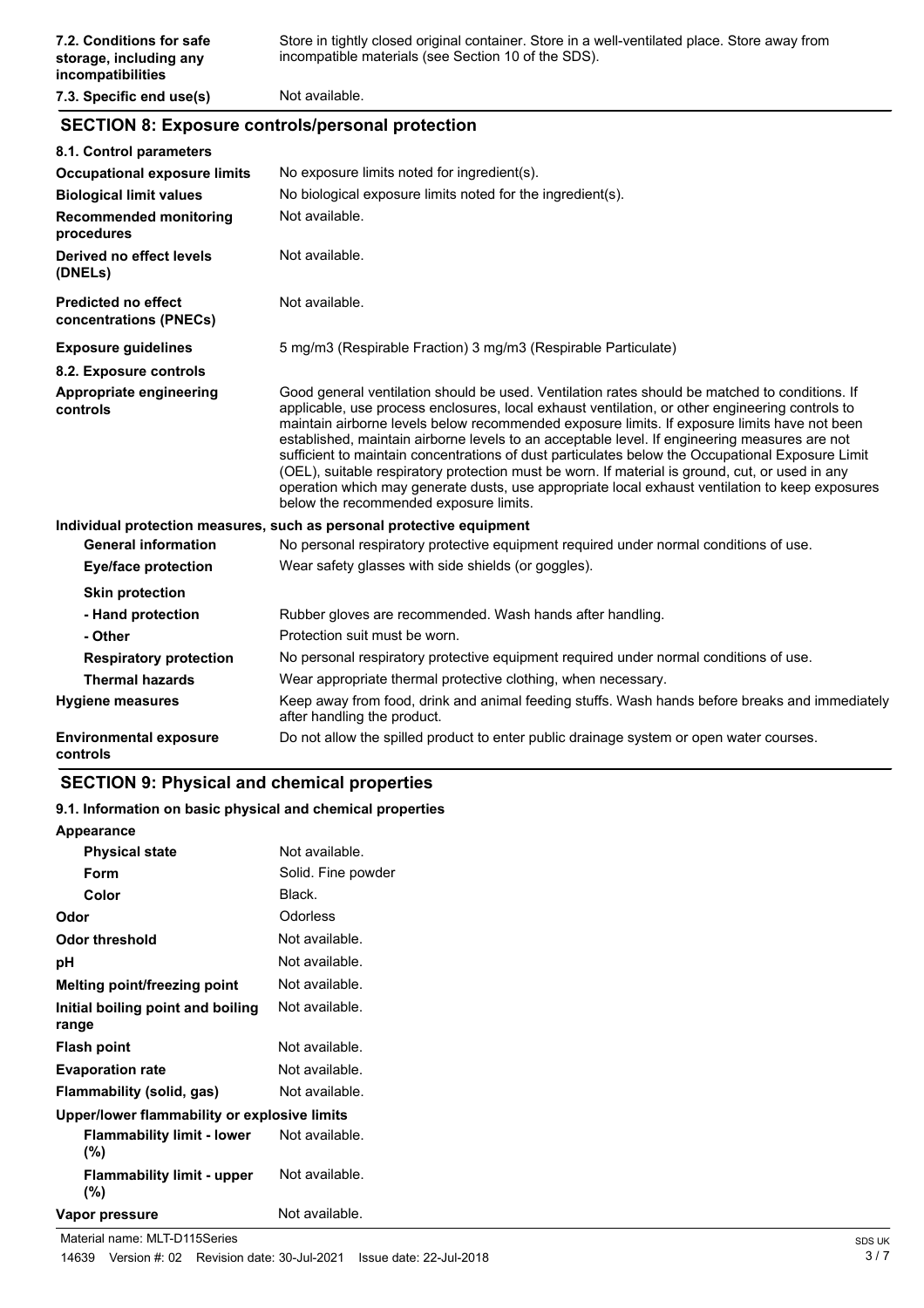| | |
|---|---|
| **7.2. Conditions for safe storage, including any incompatibilities** | Store in tightly closed original container. Store in a well-ventilated place. Store away from incompatible materials (see Section 10 of the SDS). |
| **7.3. Specific end use(s)** | Not available. |

## SECTION 8: Exposure controls/personal protection

| | |
|---|---|
| **8.1. Control parameters** | |
| **Occupational exposure limits** | No exposure limits noted for ingredient(s). |
| **Biological limit values** | No biological exposure limits noted for the ingredient(s). |
| **Recommended monitoring procedures** | Not available. |
| **Derived no effect levels (DNELs)** | Not available. |
| **Predicted no effect concentrations (PNECs)** | Not available. |
| **Exposure guidelines** | 5 mg/m3 (Respirable Fraction) 3 mg/m3 (Respirable Particulate) |
| **8.2. Exposure controls** | |
| **Appropriate engineering controls** | Good general ventilation should be used. Ventilation rates should be matched to conditions. If applicable, use process enclosures, local exhaust ventilation, or other engineering controls to maintain airborne levels below recommended exposure limits. If exposure limits have not been established, maintain airborne levels to an acceptable level. If engineering measures are not sufficient to maintain concentrations of dust particulates below the Occupational Exposure Limit (OEL), suitable respiratory protection must be worn. If material is ground, cut, or used in any operation which may generate dusts, use appropriate local exhaust ventilation to keep exposures below the recommended exposure limits. |

**Individual protection measures, such as personal protective equipment**

| | |
|---|---|
| **General information** | No personal respiratory protective equipment required under normal conditions of use. |
| **Eye/face protection** | Wear safety glasses with side shields (or goggles). |
| **Skin protection** | |
| **- Hand protection** | Rubber gloves are recommended. Wash hands after handling. |
| **- Other** | Protection suit must be worn. |
| **Respiratory protection** | No personal respiratory protective equipment required under normal conditions of use. |
| **Thermal hazards** | Wear appropriate thermal protective clothing, when necessary. |
| **Hygiene measures** | Keep away from food, drink and animal feeding stuffs. Wash hands before breaks and immediately after handling the product. |
| **Environmental exposure controls** | Do not allow the spilled product to enter public drainage system or open water courses. |

## SECTION 9: Physical and chemical properties

**9.1. Information on basic physical and chemical properties**

| | |
|---|---|
| **Appearance** | |
| **Physical state** | Not available. |
| **Form** | Solid. Fine powder |
| **Color** | Black. |
| **Odor** | Odorless |
| **Odor threshold** | Not available. |
| **pH** | Not available. |
| **Melting point/freezing point** | Not available. |
| **Initial boiling point and boiling range** | Not available. |
| **Flash point** | Not available. |
| **Evaporation rate** | Not available. |
| **Flammability (solid, gas)** | Not available. |
| **Upper/lower flammability or explosive limits** | |
| **Flammability limit - lower (%)** | Not available. |
| **Flammability limit - upper (%)** | Not available. |
| **Vapor pressure** | Not available. |

Material name: MLT-D115Series

14639 Version #: 02 Revision date: 30-Jul-2021 Issue date: 22-Jul-2018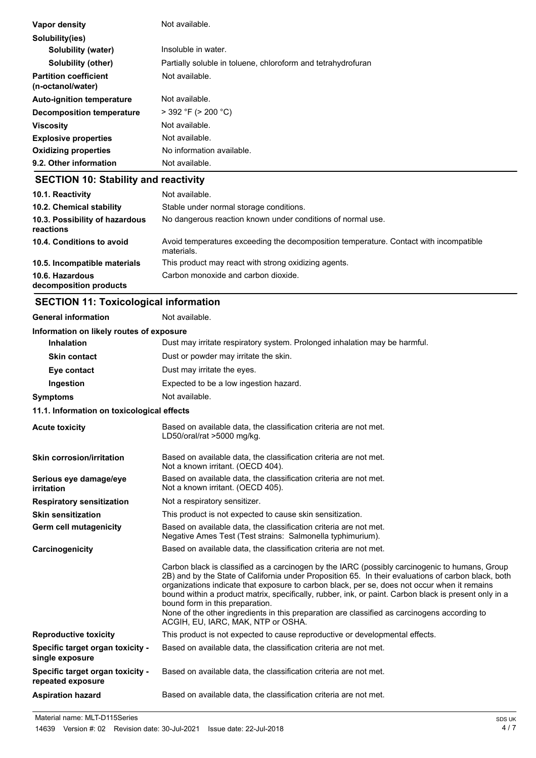| | |
|---|---|
| **Vapor density** | Not available. |
| **Solubility(ies)** | |
| **Solubility (water)** | Insoluble in water. |
| **Solubility (other)** | Partially soluble in toluene, chloroform and tetrahydrofuran |
| **Partition coefficient (n-octanol/water)** | Not available. |
| **Auto-ignition temperature** | Not available. |
| **Decomposition temperature** | > 392 °F (> 200 °C) |
| **Viscosity** | Not available. |
| **Explosive properties** | Not available. |
| **Oxidizing properties** | No information available. |
| **9.2. Other information** | Not available. |

## SECTION 10: Stability and reactivity

| | |
|---|---|
| **10.1. Reactivity** | Not available. |
| **10.2. Chemical stability** | Stable under normal storage conditions. |
| **10.3. Possibility of hazardous reactions** | No dangerous reaction known under conditions of normal use. |
| **10.4. Conditions to avoid** | Avoid temperatures exceeding the decomposition temperature. Contact with incompatible materials. |
| **10.5. Incompatible materials** | This product may react with strong oxidizing agents. |
| **10.6. Hazardous decomposition products** | Carbon monoxide and carbon dioxide. |

## SECTION 11: Toxicological information

| | |
|---|---|
| **General information** | Not available. |
| **Information on likely routes of exposure** | |
| **Inhalation** | Dust may irritate respiratory system. Prolonged inhalation may be harmful. |
| **Skin contact** | Dust or powder may irritate the skin. |
| **Eye contact** | Dust may irritate the eyes. |
| **Ingestion** | Expected to be a low ingestion hazard. |
| **Symptoms** | Not available. |

**11.1. Information on toxicological effects**

| | |
|---|---|
| **Acute toxicity** | Based on available data, the classification criteria are not met. LD50/oral/rat >5000 mg/kg. |
| **Skin corrosion/irritation** | Based on available data, the classification criteria are not met. Not a known irritant. (OECD 404). |
| **Serious eye damage/eye irritation** | Based on available data, the classification criteria are not met. Not a known irritant. (OECD 405). |
| **Respiratory sensitization** | Not a respiratory sensitizer. |
| **Skin sensitization** | This product is not expected to cause skin sensitization. |
| **Germ cell mutagenicity** | Based on available data, the classification criteria are not met. Negative Ames Test (Test strains: Salmonella typhimurium). |
| **Carcinogenicity** | Based on available data, the classification criteria are not met. <br><br> Carbon black is classified as a carcinogen by the IARC (possibly carcinogenic to humans, Group 2B) and by the State of California under Proposition 65. In their evaluations of carbon black, both organizations indicate that exposure to carbon black, per se, does not occur when it remains bound within a product matrix, specifically, rubber, ink, or paint. Carbon black is present only in a bound form in this preparation. None of the other ingredients in this preparation are classified as carcinogens according to ACGIH, EU, IARC, MAK, NTP or OSHA. |
| **Reproductive toxicity** | This product is not expected to cause reproductive or developmental effects. |
| **Specific target organ toxicity - single exposure** | Based on available data, the classification criteria are not met. |
| **Specific target organ toxicity - repeated exposure** | Based on available data, the classification criteria are not met. |
| **Aspiration hazard** | Based on available data, the classification criteria are not met. |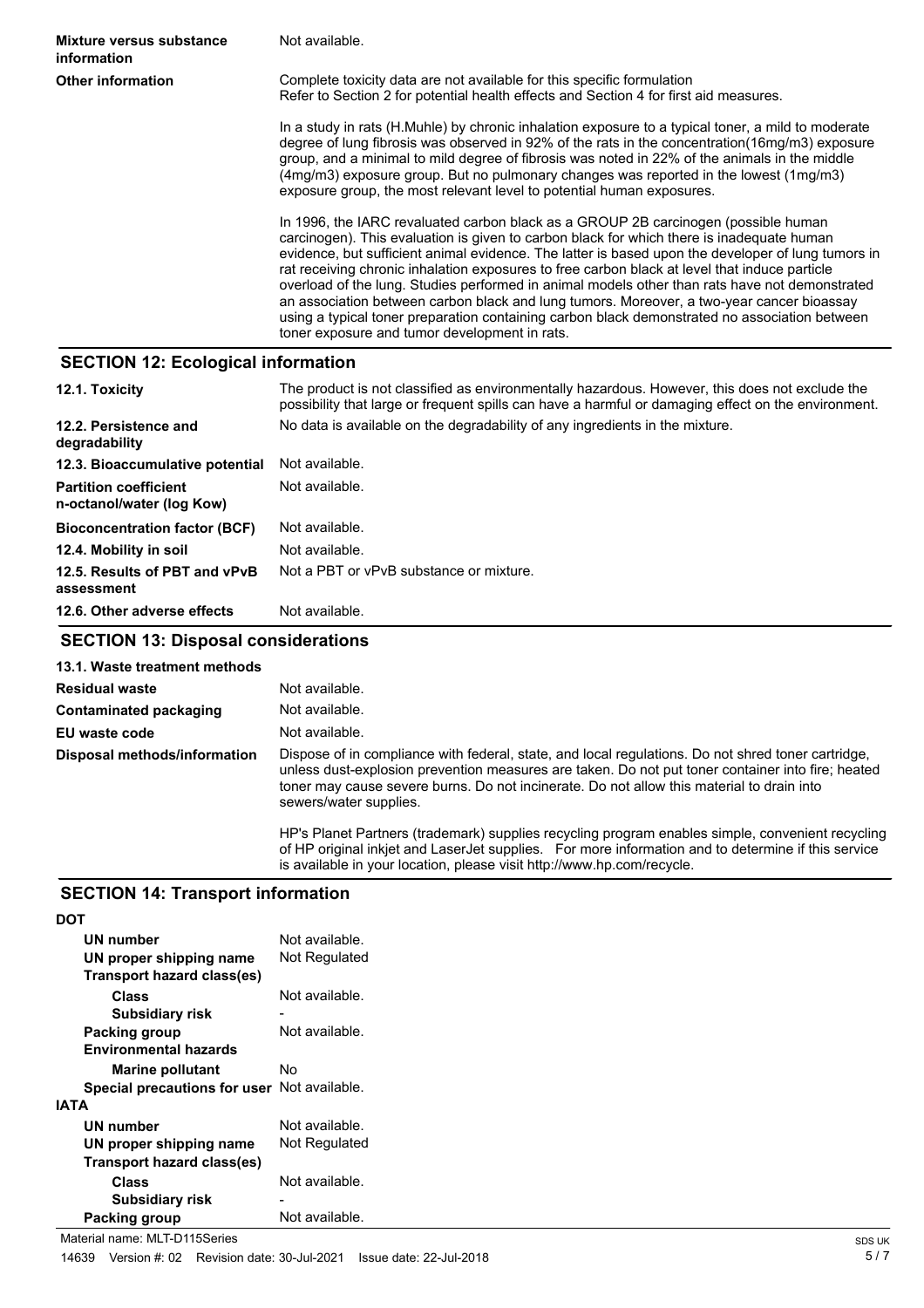| | |
|---|---|
| **Mixture versus substance information** | Not available. |
| **Other information** | Complete toxicity data are not available for this specific formulation<br>Refer to Section 2 for potential health effects and Section 4 for first aid measures.<br><br>In a study in rats (H.Muhle) by chronic inhalation exposure to a typical toner, a mild to moderate degree of lung fibrosis was observed in 92% of the rats in the concentration(16mg/m3) exposure group, and a minimal to mild degree of fibrosis was noted in 22% of the animals in the middle (4mg/m3) exposure group. But no pulmonary changes was reported in the lowest (1mg/m3) exposure group, the most relevant level to potential human exposures.<br><br>In 1996, the IARC revaluated carbon black as a GROUP 2B carcinogen (possible human carcinogen). This evaluation is given to carbon black for which there is inadequate human evidence, but sufficient animal evidence. The latter is based upon the developer of lung tumors in rat receiving chronic inhalation exposures to free carbon black at level that induce particle overload of the lung. Studies performed in animal models other than rats have not demonstrated an association between carbon black and lung tumors. Moreover, a two-year cancer bioassay using a typical toner preparation containing carbon black demonstrated no association between toner exposure and tumor development in rats. |

## SECTION 12: Ecological information

| | |
|---|---|
| **12.1. Toxicity** | The product is not classified as environmentally hazardous. However, this does not exclude the possibility that large or frequent spills can have a harmful or damaging effect on the environment. |
| **12.2. Persistence and degradability** | No data is available on the degradability of any ingredients in the mixture. |
| **12.3. Bioaccumulative potential** | Not available. |
| **Partition coefficient n-octanol/water (log Kow)** | Not available. |
| **Bioconcentration factor (BCF)** | Not available. |
| **12.4. Mobility in soil** | Not available. |
| **12.5. Results of PBT and vPvB assessment** | Not a PBT or vPvB substance or mixture. |
| **12.6. Other adverse effects** | Not available. |

## SECTION 13: Disposal considerations

**13.1. Waste treatment methods**

| | |
|---|---|
| **Residual waste** | Not available. |
| **Contaminated packaging** | Not available. |
| **EU waste code** | Not available. |
| **Disposal methods/information** | Dispose of in compliance with federal, state, and local regulations. Do not shred toner cartridge, unless dust-explosion prevention measures are taken. Do not put toner container into fire; heated toner may cause severe burns. Do not incinerate. Do not allow this material to drain into sewers/water supplies.<br><br>HP's Planet Partners (trademark) supplies recycling program enables simple, convenient recycling of HP original inkjet and LaserJet supplies. For more information and to determine if this service is available in your location, please visit http://www.hp.com/recycle. |

## SECTION 14: Transport information

**DOT**

| | |
|---|---|
| **UN number** | Not available. |
| **UN proper shipping name** | Not Regulated |
| **Transport hazard class(es)** | |
| **Class** | Not available. |
| **Subsidiary risk** | - |
| **Packing group** | Not available. |
| **Environmental hazards** | |
| **Marine pollutant** | No |
| **Special precautions for user** | Not available. |

**IATA**

| | |
|---|---|
| **UN number** | Not available. |
| **UN proper shipping name** | Not Regulated |
| **Transport hazard class(es)** | |
| **Class** | Not available. |
| **Subsidiary risk** | - |
| **Packing group** | Not available. |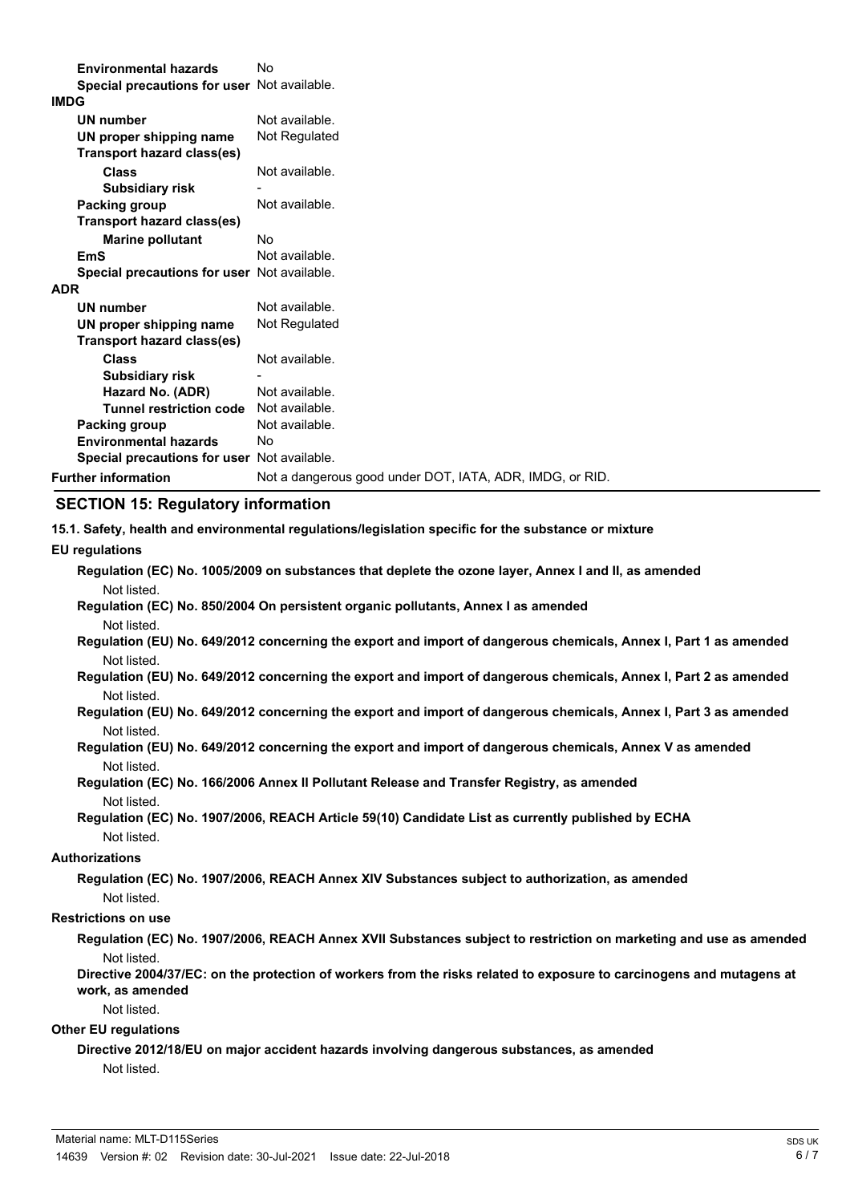| | |
|---|---|
| **Environmental hazards** | No |
| **Special precautions for user** | Not available. |

**IMDG**

| | |
|---|---|
| **UN number** | Not available. |
| **UN proper shipping name** | Not Regulated |
| **Transport hazard class(es)** | |
| **Class** | Not available. |
| **Subsidiary risk** | - |
| **Packing group** | Not available. |
| **Transport hazard class(es)** | |
| **Marine pollutant** | No |
| **EmS** | Not available. |
| **Special precautions for user** | Not available. |

**ADR**

| | |
|---|---|
| **UN number** | Not available. |
| **UN proper shipping name** | Not Regulated |
| **Transport hazard class(es)** | |
| **Class** | Not available. |
| **Subsidiary risk** | - |
| **Hazard No. (ADR)** | Not available. |
| **Tunnel restriction code** | Not available. |
| **Packing group** | Not available. |
| **Environmental hazards** | No |
| **Special precautions for user** | Not available. |

| | |
|---|---|
| **Further information** | Not a dangerous good under DOT, IATA, ADR, IMDG, or RID. |

## SECTION 15: Regulatory information

**15.1. Safety, health and environmental regulations/legislation specific for the substance or mixture**

**EU regulations**

**Regulation (EC) No. 1005/2009 on substances that deplete the ozone layer, Annex I and II, as amended**

Not listed.

**Regulation (EC) No. 850/2004 On persistent organic pollutants, Annex I as amended**

Not listed.

**Regulation (EU) No. 649/2012 concerning the export and import of dangerous chemicals, Annex I, Part 1 as amended**

Not listed.

**Regulation (EU) No. 649/2012 concerning the export and import of dangerous chemicals, Annex I, Part 2 as amended**

Not listed.

**Regulation (EU) No. 649/2012 concerning the export and import of dangerous chemicals, Annex I, Part 3 as amended**

Not listed.

**Regulation (EU) No. 649/2012 concerning the export and import of dangerous chemicals, Annex V as amended**

Not listed.

**Regulation (EC) No. 166/2006 Annex II Pollutant Release and Transfer Registry, as amended**

Not listed.

**Regulation (EC) No. 1907/2006, REACH Article 59(10) Candidate List as currently published by ECHA**

Not listed.

**Authorizations**

**Regulation (EC) No. 1907/2006, REACH Annex XIV Substances subject to authorization, as amended**

Not listed.

**Restrictions on use**

**Regulation (EC) No. 1907/2006, REACH Annex XVII Substances subject to restriction on marketing and use as amended**

Not listed.

**Directive 2004/37/EC: on the protection of workers from the risks related to exposure to carcinogens and mutagens at work, as amended**

Not listed.

**Other EU regulations**

**Directive 2012/18/EU on major accident hazards involving dangerous substances, as amended**

Not listed.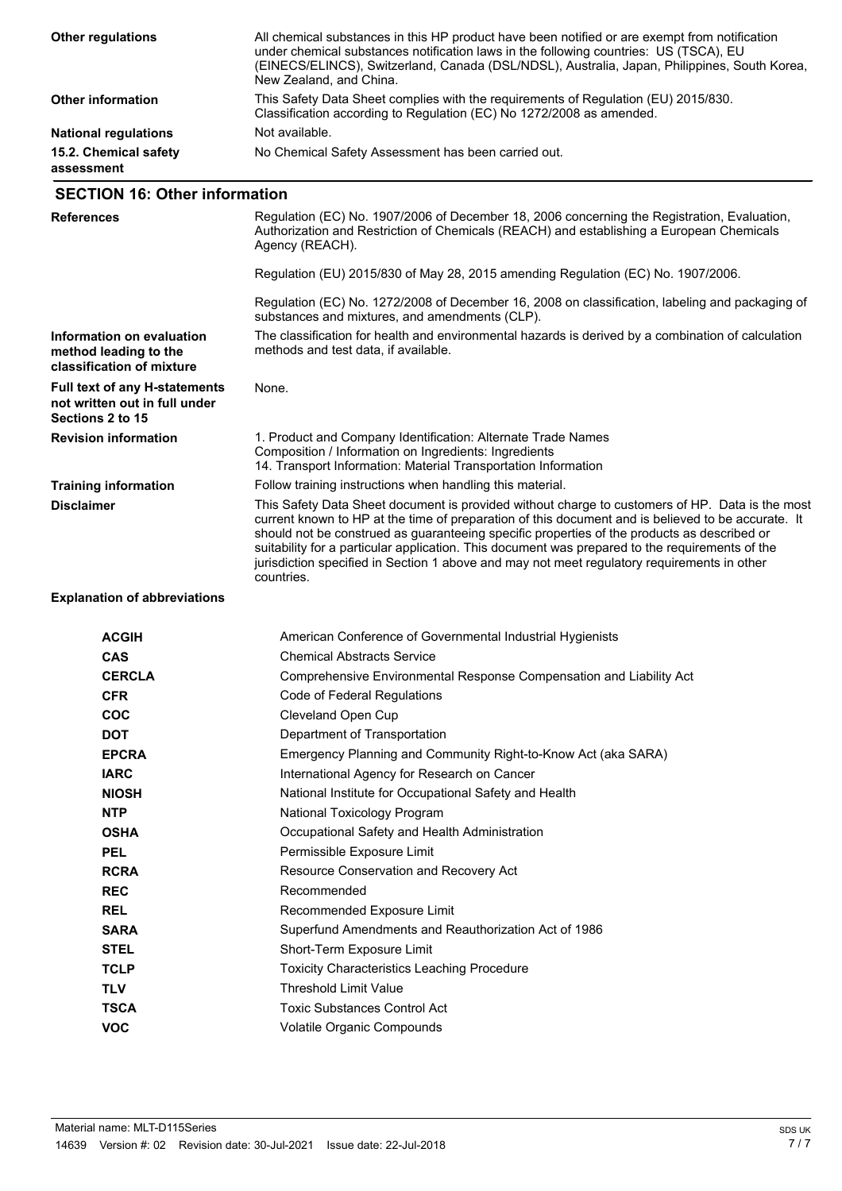| | |
|---|---|
| **Other regulations** | All chemical substances in this HP product have been notified or are exempt from notification under chemical substances notification laws in the following countries: US (TSCA), EU (EINECS/ELINCS), Switzerland, Canada (DSL/NDSL), Australia, Japan, Philippines, South Korea, New Zealand, and China. |
| **Other information** | This Safety Data Sheet complies with the requirements of Regulation (EU) 2015/830. Classification according to Regulation (EC) No 1272/2008 as amended. |
| **National regulations** | Not available. |
| **15.2. Chemical safety assessment** | No Chemical Safety Assessment has been carried out. |

## SECTION 16: Other information

| | |
|---|---|
| **References** | Regulation (EC) No. 1907/2006 of December 18, 2006 concerning the Registration, Evaluation, Authorization and Restriction of Chemicals (REACH) and establishing a European Chemicals Agency (REACH).<br><br>Regulation (EU) 2015/830 of May 28, 2015 amending Regulation (EC) No. 1907/2006.<br><br>Regulation (EC) No. 1272/2008 of December 16, 2008 on classification, labeling and packaging of substances and mixtures, and amendments (CLP). |
| **Information on evaluation method leading to the classification of mixture** | The classification for health and environmental hazards is derived by a combination of calculation methods and test data, if available. |
| **Full text of any H-statements not written out in full under Sections 2 to 15** | None. |
| **Revision information** | 1. Product and Company Identification: Alternate Trade Names<br>Composition / Information on Ingredients: Ingredients<br>14. Transport Information: Material Transportation Information |
| **Training information** | Follow training instructions when handling this material. |
| **Disclaimer** | This Safety Data Sheet document is provided without charge to customers of HP. Data is the most current known to HP at the time of preparation of this document and is believed to be accurate. It should not be construed as guaranteeing specific properties of the products as described or suitability for a particular application. This document was prepared to the requirements of the jurisdiction specified in Section 1 above and may not meet regulatory requirements in other countries. |

**Explanation of abbreviations**

| | |
|---|---|
| **ACGIH** | American Conference of Governmental Industrial Hygienists |
| **CAS** | Chemical Abstracts Service |
| **CERCLA** | Comprehensive Environmental Response Compensation and Liability Act |
| **CFR** | Code of Federal Regulations |
| **COC** | Cleveland Open Cup |
| **DOT** | Department of Transportation |
| **EPCRA** | Emergency Planning and Community Right-to-Know Act (aka SARA) |
| **IARC** | International Agency for Research on Cancer |
| **NIOSH** | National Institute for Occupational Safety and Health |
| **NTP** | National Toxicology Program |
| **OSHA** | Occupational Safety and Health Administration |
| **PEL** | Permissible Exposure Limit |
| **RCRA** | Resource Conservation and Recovery Act |
| **REC** | Recommended |
| **REL** | Recommended Exposure Limit |
| **SARA** | Superfund Amendments and Reauthorization Act of 1986 |
| **STEL** | Short-Term Exposure Limit |
| **TCLP** | Toxicity Characteristics Leaching Procedure |
| **TLV** | Threshold Limit Value |
| **TSCA** | Toxic Substances Control Act |
| **VOC** | Volatile Organic Compounds |